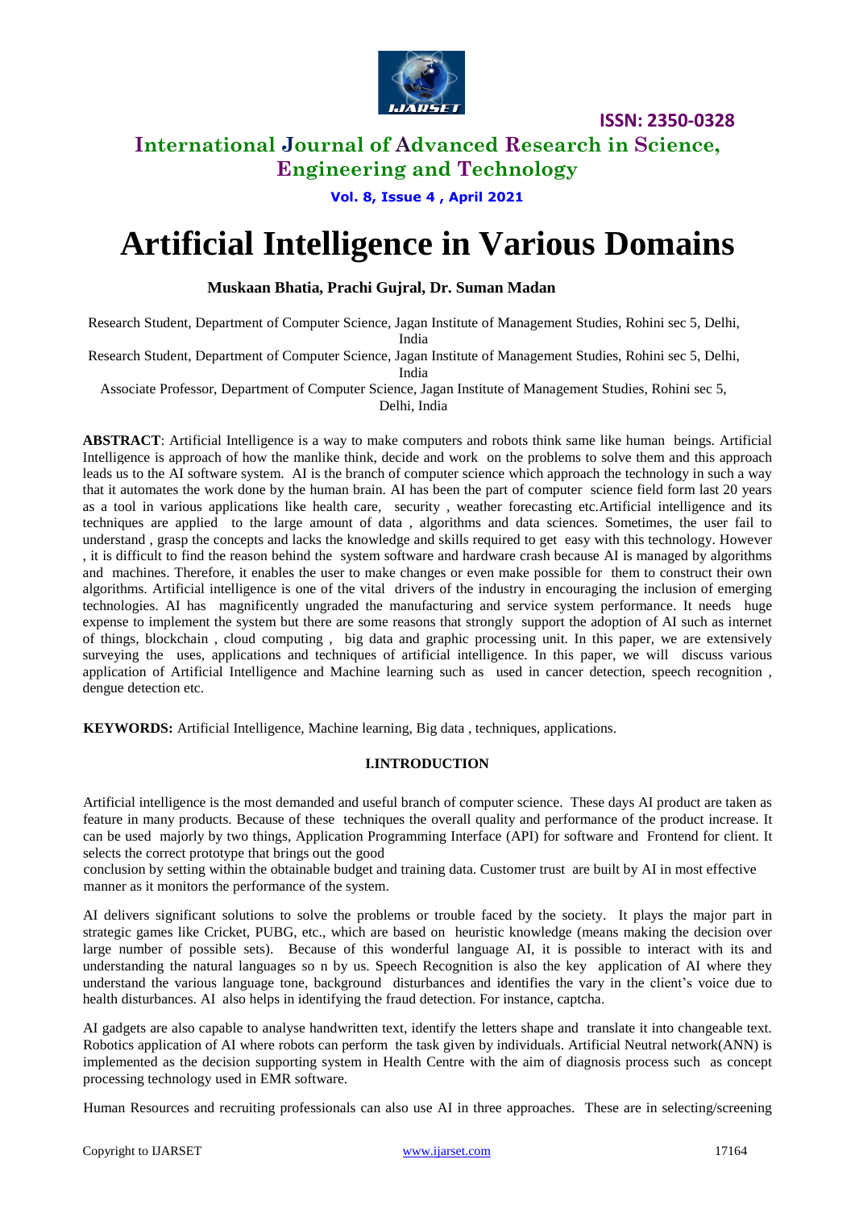# Artificial Intelligence in Various Domains

**Muskaan Bhatia, Prachi Gujral, Dr. Suman Madan**

Research Student, Department of Computer Science, Jagan Institute of Management Studies, Rohini sec 5, Delhi, India

Research Student, Department of Computer Science, Jagan Institute of Management Studies, Rohini sec 5, Delhi, India

Associate Professor, Department of Computer Science, Jagan Institute of Management Studies, Rohini sec 5, Delhi, India

**ABSTRACT**: Artificial Intelligence is a way to make computers and robots think same like human beings. Artificial Intelligence is approach of how the manlike think, decide and work on the problems to solve them and this approach leads us to the AI software system. AI is the branch of computer science which approach the technology in such a way that it automates the work done by the human brain. AI has been the part of computer science field form last 20 years as a tool in various applications like health care, security , weather forecasting etc.Artificial intelligence and its techniques are applied to the large amount of data , algorithms and data sciences. Sometimes, the user fail to understand , grasp the concepts and lacks the knowledge and skills required to get easy with this technology. However , it is difficult to find the reason behind the system software and hardware crash because AI is managed by algorithms and machines. Therefore, it enables the user to make changes or even make possible for them to construct their own algorithms. Artificial intelligence is one of the vital drivers of the industry in encouraging the inclusion of emerging technologies. AI has magnificently ungraded the manufacturing and service system performance. It needs huge expense to implement the system but there are some reasons that strongly support the adoption of AI such as internet of things, blockchain , cloud computing , big data and graphic processing unit. In this paper, we are extensively surveying the uses, applications and techniques of artificial intelligence. In this paper, we will discuss various application of Artificial Intelligence and Machine learning such as used in cancer detection, speech recognition , dengue detection etc.

**KEYWORDS:** Artificial Intelligence, Machine learning, Big data , techniques, applications.

## I.INTRODUCTION

Artificial intelligence is the most demanded and useful branch of computer science. These days AI product are taken as feature in many products. Because of these techniques the overall quality and performance of the product increase. It can be used majorly by two things, Application Programming Interface (API) for software and Frontend for client. It selects the correct prototype that brings out the good conclusion by setting within the obtainable budget and training data. Customer trust are built by AI in most effective manner as it monitors the performance of the system.

AI delivers significant solutions to solve the problems or trouble faced by the society. It plays the major part in strategic games like Cricket, PUBG, etc., which are based on heuristic knowledge (means making the decision over large number of possible sets). Because of this wonderful language AI, it is possible to interact with its and understanding the natural languages so n by us. Speech Recognition is also the key application of AI where they understand the various language tone, background disturbances and identifies the vary in the client's voice due to health disturbances. AI also helps in identifying the fraud detection. For instance, captcha.

AI gadgets are also capable to analyse handwritten text, identify the letters shape and translate it into changeable text. Robotics application of AI where robots can perform the task given by individuals. Artificial Neutral network(ANN) is implemented as the decision supporting system in Health Centre with the aim of diagnosis process such as concept processing technology used in EMR software.

Human Resources and recruiting professionals can also use AI in three approaches. These are in selecting/screening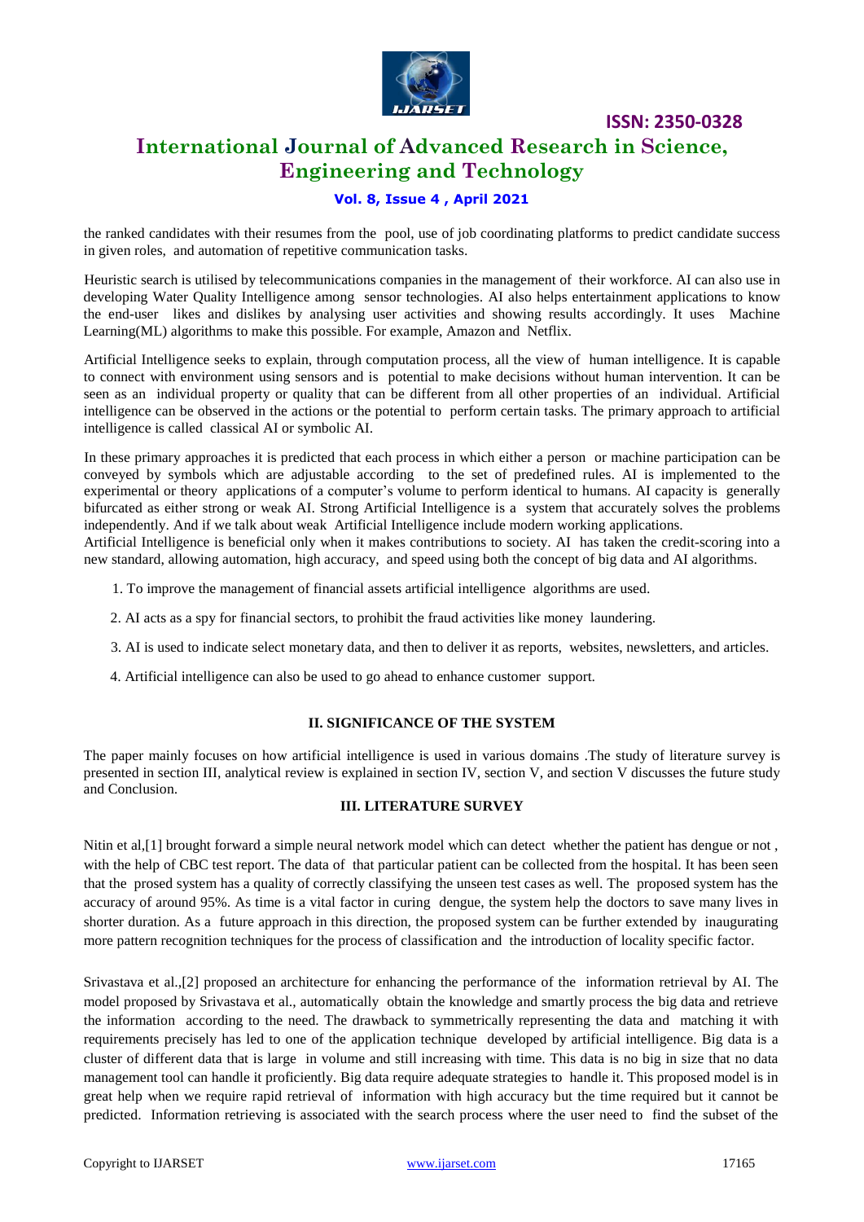the ranked candidates with their resumes from the pool, use of job coordinating platforms to predict candidate success in given roles, and automation of repetitive communication tasks.

Heuristic search is utilised by telecommunications companies in the management of their workforce. AI can also use in developing Water Quality Intelligence among sensor technologies. AI also helps entertainment applications to know the end-user likes and dislikes by analysing user activities and showing results accordingly. It uses Machine Learning(ML) algorithms to make this possible. For example, Amazon and Netflix.

Artificial Intelligence seeks to explain, through computation process, all the view of human intelligence. It is capable to connect with environment using sensors and is potential to make decisions without human intervention. It can be seen as an individual property or quality that can be different from all other properties of an individual. Artificial intelligence can be observed in the actions or the potential to perform certain tasks. The primary approach to artificial intelligence is called classical AI or symbolic AI.

In these primary approaches it is predicted that each process in which either a person or machine participation can be conveyed by symbols which are adjustable according to the set of predefined rules. AI is implemented to the experimental or theory applications of a computer's volume to perform identical to humans. AI capacity is generally bifurcated as either strong or weak AI. Strong Artificial Intelligence is a system that accurately solves the problems independently. And if we talk about weak Artificial Intelligence include modern working applications.
Artificial Intelligence is beneficial only when it makes contributions to society. AI has taken the credit-scoring into a new standard, allowing automation, high accuracy, and speed using both the concept of big data and AI algorithms.

1. To improve the management of financial assets artificial intelligence algorithms are used.
2. AI acts as a spy for financial sectors, to prohibit the fraud activities like money laundering.
3. AI is used to indicate select monetary data, and then to deliver it as reports, websites, newsletters, and articles.
4. Artificial intelligence can also be used to go ahead to enhance customer support.

## II. SIGNIFICANCE OF THE SYSTEM

The paper mainly focuses on how artificial intelligence is used in various domains .The study of literature survey is presented in section III, analytical review is explained in section IV, section V, and section V discusses the future study and Conclusion.

## III. LITERATURE SURVEY

Nitin et al,[1] brought forward a simple neural network model which can detect whether the patient has dengue or not , with the help of CBC test report. The data of that particular patient can be collected from the hospital. It has been seen that the prosed system has a quality of correctly classifying the unseen test cases as well. The proposed system has the accuracy of around 95%. As time is a vital factor in curing dengue, the system help the doctors to save many lives in shorter duration. As a future approach in this direction, the proposed system can be further extended by inaugurating more pattern recognition techniques for the process of classification and the introduction of locality specific factor.

Srivastava et al.,[2] proposed an architecture for enhancing the performance of the information retrieval by AI. The model proposed by Srivastava et al., automatically obtain the knowledge and smartly process the big data and retrieve the information according to the need. The drawback to symmetrically representing the data and matching it with requirements precisely has led to one of the application technique developed by artificial intelligence. Big data is a cluster of different data that is large in volume and still increasing with time. This data is no big in size that no data management tool can handle it proficiently. Big data require adequate strategies to handle it. This proposed model is in great help when we require rapid retrieval of information with high accuracy but the time required but it cannot be predicted. Information retrieving is associated with the search process where the user need to find the subset of the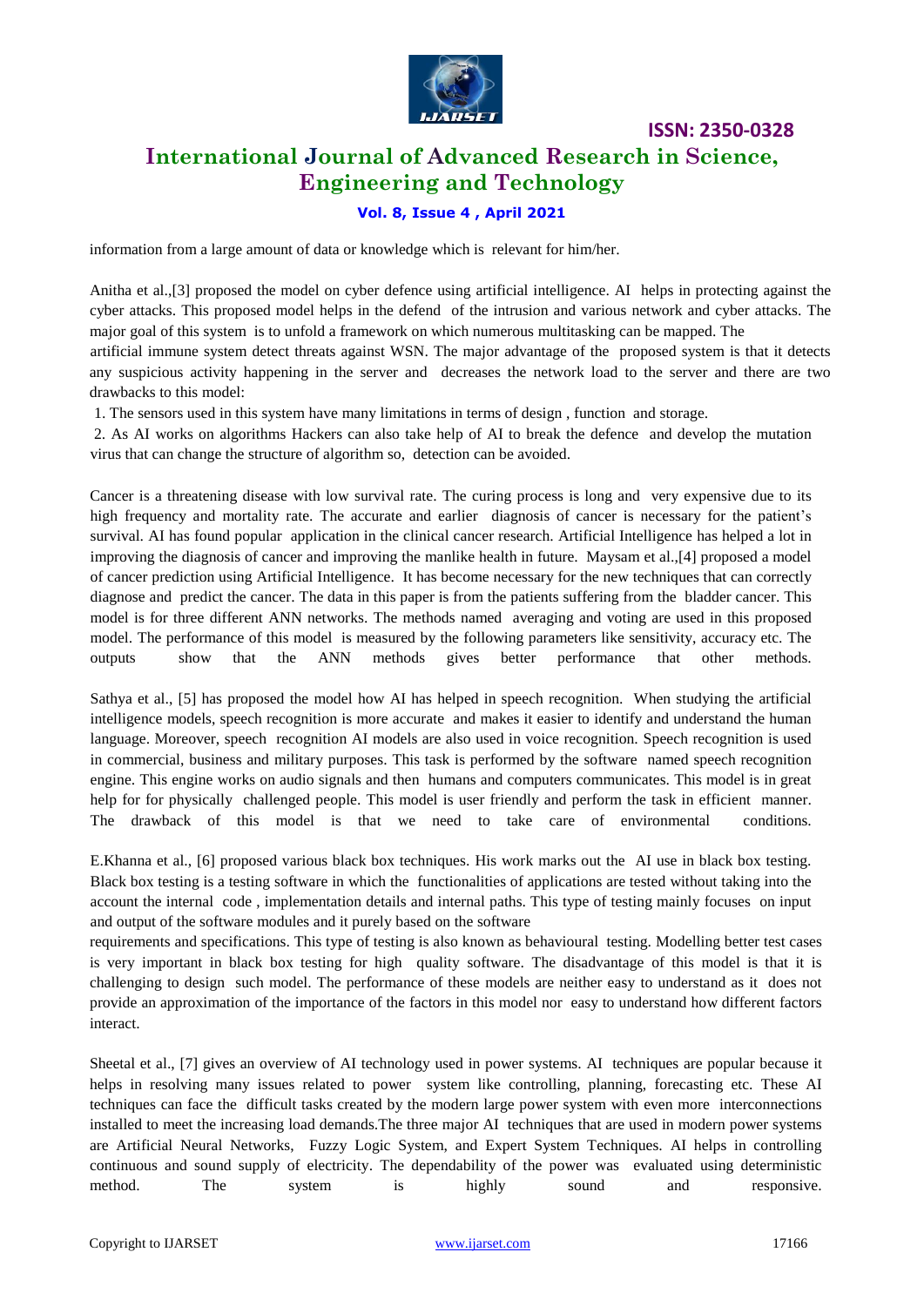information from a large amount of data or knowledge which is relevant for him/her.

Anitha et al.,[3] proposed the model on cyber defence using artificial intelligence. AI helps in protecting against the cyber attacks. This proposed model helps in the defend of the intrusion and various network and cyber attacks. The major goal of this system is to unfold a framework on which numerous multitasking can be mapped. The artificial immune system detect threats against WSN. The major advantage of the proposed system is that it detects any suspicious activity happening in the server and decreases the network load to the server and there are two drawbacks to this model:

1. The sensors used in this system have many limitations in terms of design , function and storage.
2. As AI works on algorithms Hackers can also take help of AI to break the defence and develop the mutation virus that can change the structure of algorithm so, detection can be avoided.

Cancer is a threatening disease with low survival rate. The curing process is long and very expensive due to its high frequency and mortality rate. The accurate and earlier diagnosis of cancer is necessary for the patient's survival. AI has found popular application in the clinical cancer research. Artificial Intelligence has helped a lot in improving the diagnosis of cancer and improving the manlike health in future. Maysam et al.,[4] proposed a model of cancer prediction using Artificial Intelligence. It has become necessary for the new techniques that can correctly diagnose and predict the cancer. The data in this paper is from the patients suffering from the bladder cancer. This model is for three different ANN networks. The methods named averaging and voting are used in this proposed model. The performance of this model is measured by the following parameters like sensitivity, accuracy etc. The outputs show that the ANN methods gives better performance that other methods.

Sathya et al., [5] has proposed the model how AI has helped in speech recognition. When studying the artificial intelligence models, speech recognition is more accurate and makes it easier to identify and understand the human language. Moreover, speech recognition AI models are also used in voice recognition. Speech recognition is used in commercial, business and military purposes. This task is performed by the software named speech recognition engine. This engine works on audio signals and then humans and computers communicates. This model is in great help for for physically challenged people. This model is user friendly and perform the task in efficient manner. The drawback of this model is that we need to take care of environmental conditions.

E.Khanna et al., [6] proposed various black box techniques. His work marks out the AI use in black box testing. Black box testing is a testing software in which the functionalities of applications are tested without taking into the account the internal code , implementation details and internal paths. This type of testing mainly focuses on input and output of the software modules and it purely based on the software requirements and specifications. This type of testing is also known as behavioural testing. Modelling better test cases is very important in black box testing for high quality software. The disadvantage of this model is that it is challenging to design such model. The performance of these models are neither easy to understand as it does not provide an approximation of the importance of the factors in this model nor easy to understand how different factors interact.

Sheetal et al., [7] gives an overview of AI technology used in power systems. AI techniques are popular because it helps in resolving many issues related to power system like controlling, planning, forecasting etc. These AI techniques can face the difficult tasks created by the modern large power system with even more interconnections installed to meet the increasing load demands.The three major AI techniques that are used in modern power systems are Artificial Neural Networks, Fuzzy Logic System, and Expert System Techniques. AI helps in controlling continuous and sound supply of electricity. The dependability of the power was evaluated using deterministic method. The system is highly sound and responsive.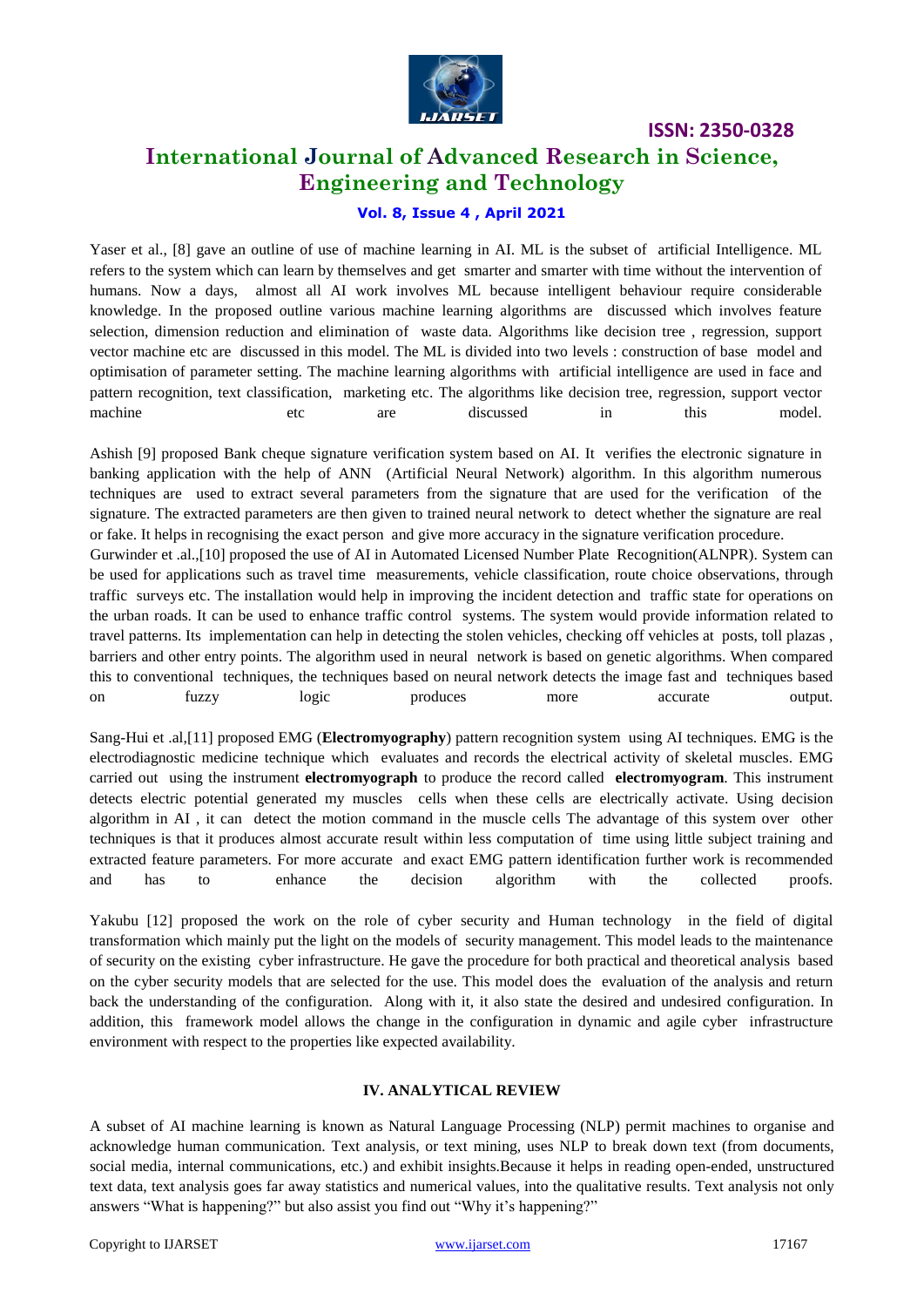Yaser et al., [8] gave an outline of use of machine learning in AI. ML is the subset of artificial Intelligence. ML refers to the system which can learn by themselves and get smarter and smarter with time without the intervention of humans. Now a days, almost all AI work involves ML because intelligent behaviour require considerable knowledge. In the proposed outline various machine learning algorithms are discussed which involves feature selection, dimension reduction and elimination of waste data. Algorithms like decision tree , regression, support vector machine etc are discussed in this model. The ML is divided into two levels : construction of base model and optimisation of parameter setting. The machine learning algorithms with artificial intelligence are used in face and pattern recognition, text classification, marketing etc. The algorithms like decision tree, regression, support vector machine etc are discussed in this model.

Ashish [9] proposed Bank cheque signature verification system based on AI. It verifies the electronic signature in banking application with the help of ANN (Artificial Neural Network) algorithm. In this algorithm numerous techniques are used to extract several parameters from the signature that are used for the verification of the signature. The extracted parameters are then given to trained neural network to detect whether the signature are real or fake. It helps in recognising the exact person and give more accuracy in the signature verification procedure.

Gurwinder et .al.,[10] proposed the use of AI in Automated Licensed Number Plate Recognition(ALNPR). System can be used for applications such as travel time measurements, vehicle classification, route choice observations, through traffic surveys etc. The installation would help in improving the incident detection and traffic state for operations on the urban roads. It can be used to enhance traffic control systems. The system would provide information related to travel patterns. Its implementation can help in detecting the stolen vehicles, checking off vehicles at posts, toll plazas , barriers and other entry points. The algorithm used in neural network is based on genetic algorithms. When compared this to conventional techniques, the techniques based on neural network detects the image fast and techniques based on fuzzy logic produces more accurate output.

Sang-Hui et .al,[11] proposed EMG (**Electromyography**) pattern recognition system using AI techniques. EMG is the electrodiagnostic medicine technique which evaluates and records the electrical activity of skeletal muscles. EMG carried out using the instrument **electromyograph** to produce the record called **electromyogram**. This instrument detects electric potential generated my muscles cells when these cells are electrically activate. Using decision algorithm in AI , it can detect the motion command in the muscle cells The advantage of this system over other techniques is that it produces almost accurate result within less computation of time using little subject training and extracted feature parameters. For more accurate and exact EMG pattern identification further work is recommended and has to enhance the decision algorithm with the collected proofs.

Yakubu [12] proposed the work on the role of cyber security and Human technology in the field of digital transformation which mainly put the light on the models of security management. This model leads to the maintenance of security on the existing cyber infrastructure. He gave the procedure for both practical and theoretical analysis based on the cyber security models that are selected for the use. This model does the evaluation of the analysis and return back the understanding of the configuration. Along with it, it also state the desired and undesired configuration. In addition, this framework model allows the change in the configuration in dynamic and agile cyber infrastructure environment with respect to the properties like expected availability.

## IV. ANALYTICAL REVIEW

A subset of AI machine learning is known as Natural Language Processing (NLP) permit machines to organise and acknowledge human communication. Text analysis, or text mining, uses NLP to break down text (from documents, social media, internal communications, etc.) and exhibit insights.Because it helps in reading open-ended, unstructured text data, text analysis goes far away statistics and numerical values, into the qualitative results. Text analysis not only answers "What is happening?" but also assist you find out "Why it's happening?"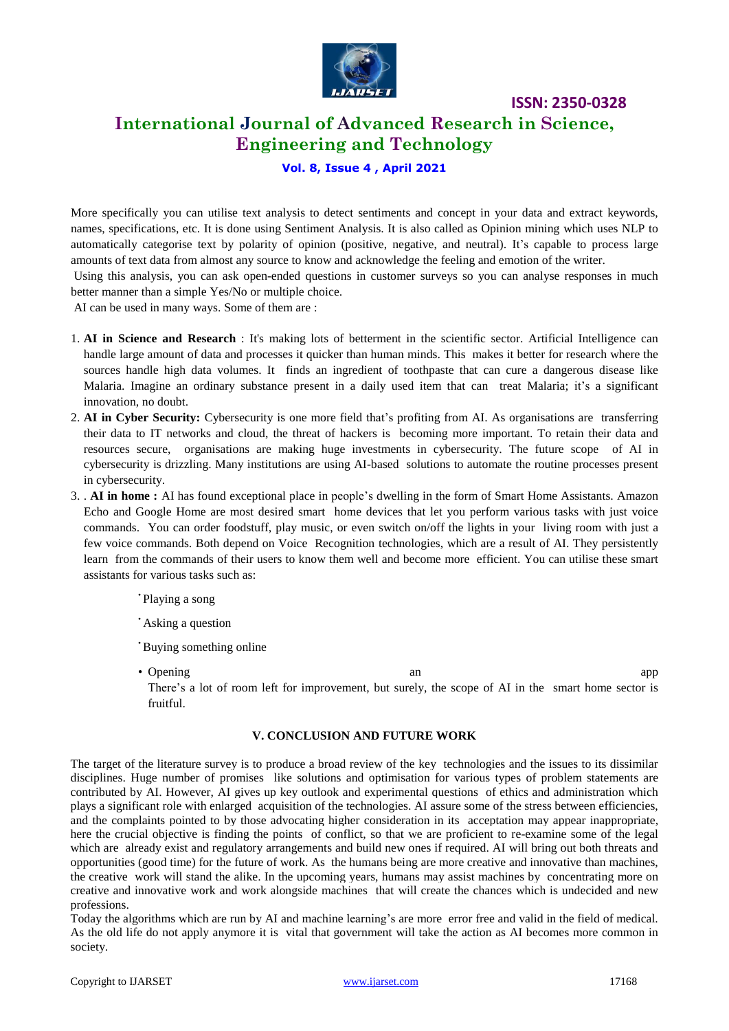More specifically you can utilise text analysis to detect sentiments and concept in your data and extract keywords, names, specifications, etc. It is done using Sentiment Analysis. It is also called as Opinion mining which uses NLP to automatically categorise text by polarity of opinion (positive, negative, and neutral). It's capable to process large amounts of text data from almost any source to know and acknowledge the feeling and emotion of the writer.

Using this analysis, you can ask open-ended questions in customer surveys so you can analyse responses in much better manner than a simple Yes/No or multiple choice.

AI can be used in many ways. Some of them are :

1. **AI in Science and Research** : It's making lots of betterment in the scientific sector. Artificial Intelligence can handle large amount of data and processes it quicker than human minds. This makes it better for research where the sources handle high data volumes. It finds an ingredient of toothpaste that can cure a dangerous disease like Malaria. Imagine an ordinary substance present in a daily used item that can treat Malaria; it's a significant innovation, no doubt.
2. **AI in Cyber Security:** Cybersecurity is one more field that's profiting from AI. As organisations are transferring their data to IT networks and cloud, the threat of hackers is becoming more important. To retain their data and resources secure, organisations are making huge investments in cybersecurity. The future scope of AI in cybersecurity is drizzling. Many institutions are using AI-based solutions to automate the routine processes present in cybersecurity.
3. . **AI in home :** AI has found exceptional place in people's dwelling in the form of Smart Home Assistants. Amazon Echo and Google Home are most desired smart home devices that let you perform various tasks with just voice commands. You can order foodstuff, play music, or even switch on/off the lights in your living room with just a few voice commands. Both depend on Voice Recognition technologies, which are a result of AI. They persistently learn from the commands of their users to know them well and become more efficient. You can utilise these smart assistants for various tasks such as:

   - Playing a song
   - Asking a question
   - Buying something online
   - Opening an app

   There's a lot of room left for improvement, but surely, the scope of AI in the smart home sector is fruitful.

## V. CONCLUSION AND FUTURE WORK

The target of the literature survey is to produce a broad review of the key technologies and the issues to its dissimilar disciplines. Huge number of promises like solutions and optimisation for various types of problem statements are contributed by AI. However, AI gives up key outlook and experimental questions of ethics and administration which plays a significant role with enlarged acquisition of the technologies. AI assure some of the stress between efficiencies, and the complaints pointed to by those advocating higher consideration in its acceptation may appear inappropriate, here the crucial objective is finding the points of conflict, so that we are proficient to re-examine some of the legal which are already exist and regulatory arrangements and build new ones if required. AI will bring out both threats and opportunities (good time) for the future of work. As the humans being are more creative and innovative than machines, the creative work will stand the alike. In the upcoming years, humans may assist machines by concentrating more on creative and innovative work and work alongside machines that will create the chances which is undecided and new professions.

Today the algorithms which are run by AI and machine learning's are more error free and valid in the field of medical. As the old life do not apply anymore it is vital that government will take the action as AI becomes more common in society.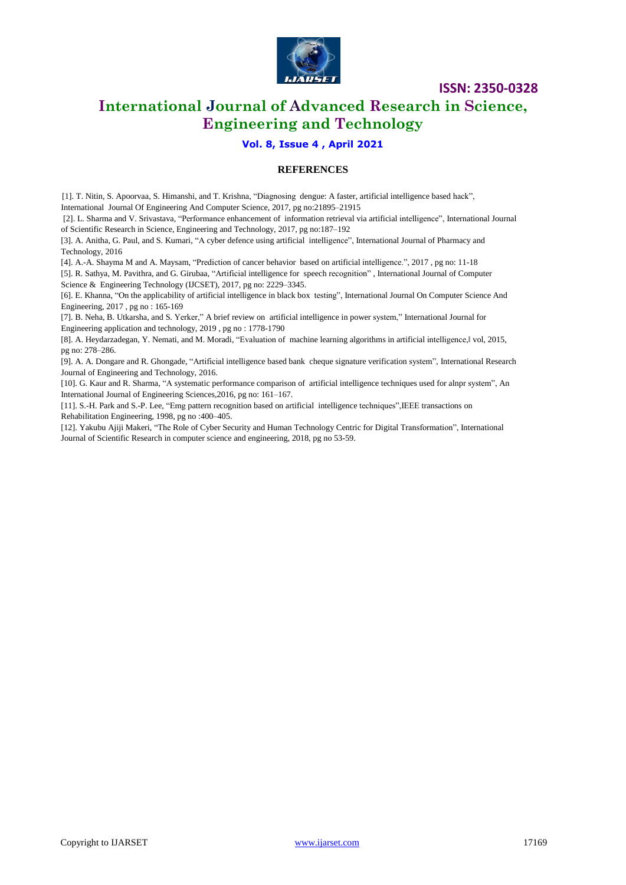## REFERENCES

[1]. T. Nitin, S. Apoorvaa, S. Himanshi, and T. Krishna, "Diagnosing dengue: A faster, artificial intelligence based hack", International Journal Of Engineering And Computer Science, 2017, pg no:21895–21915

[2]. L. Sharma and V. Srivastava, "Performance enhancement of information retrieval via artificial intelligence", International Journal of Scientific Research in Science, Engineering and Technology, 2017, pg no:187–192

[3]. A. Anitha, G. Paul, and S. Kumari, "A cyber defence using artificial intelligence", International Journal of Pharmacy and Technology, 2016

[4]. A.-A. Shayma M and A. Maysam, "Prediction of cancer behavior based on artificial intelligence.", 2017 , pg no: 11-18

[5]. R. Sathya, M. Pavithra, and G. Girubaa, "Artificial intelligence for speech recognition" , International Journal of Computer Science & Engineering Technology (IJCSET), 2017, pg no: 2229–3345.

[6]. E. Khanna, "On the applicability of artificial intelligence in black box testing", International Journal On Computer Science And Engineering, 2017 , pg no : 165-169

[7]. B. Neha, B. Utkarsha, and S. Yerker," A brief review on artificial intelligence in power system," International Journal for Engineering application and technology, 2019 , pg no : 1778-1790

[8]. A. Heydarzadegan, Y. Nemati, and M. Moradi, "Evaluation of machine learning algorithms in artificial intelligence,‖ vol, 2015, pg no: 278–286.

[9]. A. A. Dongare and R. Ghongade, "Artificial intelligence based bank cheque signature verification system", International Research Journal of Engineering and Technology, 2016.

[10]. G. Kaur and R. Sharma, "A systematic performance comparison of artificial intelligence techniques used for alnpr system", An International Journal of Engineering Sciences,2016, pg no: 161–167.

[11]. S.-H. Park and S.-P. Lee, "Emg pattern recognition based on artificial intelligence techniques",IEEE transactions on Rehabilitation Engineering, 1998, pg no :400–405.

[12]. Yakubu Ajiji Makeri, "The Role of Cyber Security and Human Technology Centric for Digital Transformation", International Journal of Scientific Research in computer science and engineering, 2018, pg no 53-59.